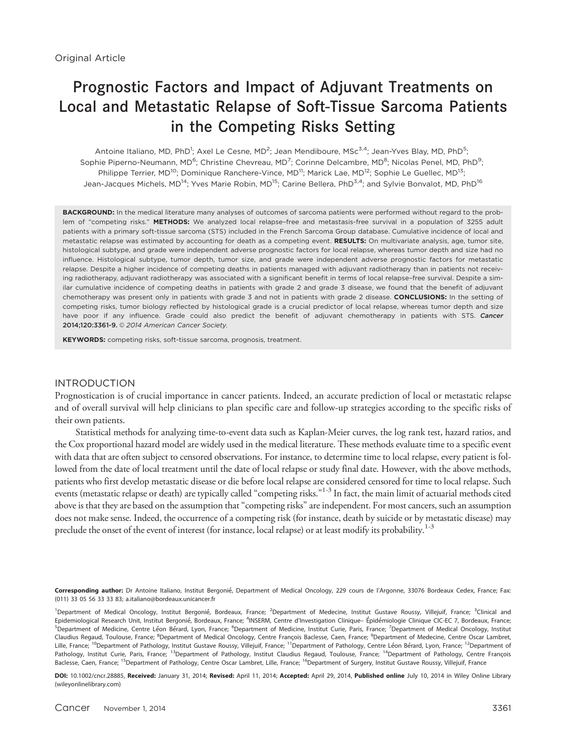Original Article

# Prognostic Factors and Impact of Adjuvant Treatments on Local and Metastatic Relapse of Soft-Tissue Sarcoma Patients in the Competing Risks Setting

Antoine Italiano, MD, PhD[1]; Axel Le Cesne, MD[2]; Jean Mendiboure, MSc[3,4]; Jean-Yves Blay, MD, PhD[5]; Sophie Piperno-Neumann, MD[6]; Christine Chevreau, MD[7]; Corinne Delcambre, MD[8]; Nicolas Penel, MD, PhD[9]; Philippe Terrier, MD[10]; Dominique Ranchere-Vince, MD[11]; Marick Lae, MD[12]; Sophie Le Guellec, MD[13]; Jean-Jacques Michels, MD[14]; Yves Marie Robin, MD[15]; Carine Bellera, PhD[3,4]; and Sylvie Bonvalot, MD, PhD[16]

**BACKGROUND:** In the medical literature many analyses of outcomes of sarcoma patients were performed without regard to the problem of "competing risks." **METHODS:** We analyzed local relapse–free and metastasis-free survival in a population of 3255 adult patients with a primary soft-tissue sarcoma (STS) included in the French Sarcoma Group database. Cumulative incidence of local and metastatic relapse was estimated by accounting for death as a competing event. **RESULTS:** On multivariate analysis, age, tumor site, histological subtype, and grade were independent adverse prognostic factors for local relapse, whereas tumor depth and size had no influence. Histological subtype, tumor depth, tumor size, and grade were independent adverse prognostic factors for metastatic relapse. Despite a higher incidence of competing deaths in patients managed with adjuvant radiotherapy than in patients not receiving radiotherapy, adjuvant radiotherapy was associated with a significant benefit in terms of local relapse–free survival. Despite a similar cumulative incidence of competing deaths in patients with grade 2 and grade 3 disease, we found that the benefit of adjuvant chemotherapy was present only in patients with grade 3 and not in patients with grade 2 disease. **CONCLUSIONS:** In the setting of competing risks, tumor biology reflected by histological grade is a crucial predictor of local relapse, whereas tumor depth and size have poor if any influence. Grade could also predict the benefit of adjuvant chemotherapy in patients with STS. ***Cancer*** **2014;120:3361-9.** *© 2014 American Cancer Society.*

**KEYWORDS:** competing risks, soft-tissue sarcoma, prognosis, treatment.

## INTRODUCTION

Prognostication is of crucial importance in cancer patients. Indeed, an accurate prediction of local or metastatic relapse and of overall survival will help clinicians to plan specific care and follow-up strategies according to the specific risks of their own patients.

Statistical methods for analyzing time-to-event data such as Kaplan-Meier curves, the log rank test, hazard ratios, and the Cox proportional hazard model are widely used in the medical literature. These methods evaluate time to a specific event with data that are often subject to censored observations. For instance, to determine time to local relapse, every patient is followed from the date of local treatment until the date of local relapse or study final date. However, with the above methods, patients who first develop metastatic disease or die before local relapse are considered censored for time to local relapse. Such events (metastatic relapse or death) are typically called "competing risks."[1-3] In fact, the main limit of actuarial methods cited above is that they are based on the assumption that "competing risks" are independent. For most cancers, such an assumption does not make sense. Indeed, the occurrence of a competing risk (for instance, death by suicide or by metastatic disease) may preclude the onset of the event of interest (for instance, local relapse) or at least modify its probability.[1-3]

**Corresponding author:** Dr Antoine Italiano, Institut Bergonié, Department of Medical Oncology, 229 cours de l'Argonne, 33076 Bordeaux Cedex, France; Fax: (011) 33 05 56 33 33 83; a.italiano@bordeaux.unicancer.fr

[1]Department of Medical Oncology, Institut Bergonié, Bordeaux, France; [2]Department of Medecine, Institut Gustave Roussy, Villejuif, France; [3]Clinical and Epidemiological Research Unit, Institut Bergonié, Bordeaux, France; [4]INSERM, Centre d'Investigation Clinique– Épidémiologie Clinique CIC-EC 7, Bordeaux, France; [5]Department of Medicine, Centre Léon Bérard, Lyon, France; [6]Department of Medicine, Institut Curie, Paris, France; [7]Department of Medical Oncology, Institut Claudius Regaud, Toulouse, France; [8]Department of Medical Oncology, Centre François Baclesse, Caen, France; [9]Department of Medecine, Centre Oscar Lambret, Lille, France; [10]Department of Pathology, Institut Gustave Roussy, Villejuif, France; [11]Department of Pathology, Centre Léon Bérard, Lyon, France; [12]Department of Pathology, Institut Curie, Paris, France; [13]Department of Pathology, Institut Claudius Regaud, Toulouse, France; [14]Department of Pathology, Centre François Baclesse, Caen, France; [15]Department of Pathology, Centre Oscar Lambret, Lille, France; [16]Department of Surgery, Institut Gustave Roussy, Villejuif, France

**DOI:** 10.1002/cncr.28885, **Received:** January 31, 2014; **Revised:** April 11, 2014; **Accepted:** April 29, 2014, **Published online** July 10, 2014 in Wiley Online Library (wileyonlinelibrary.com)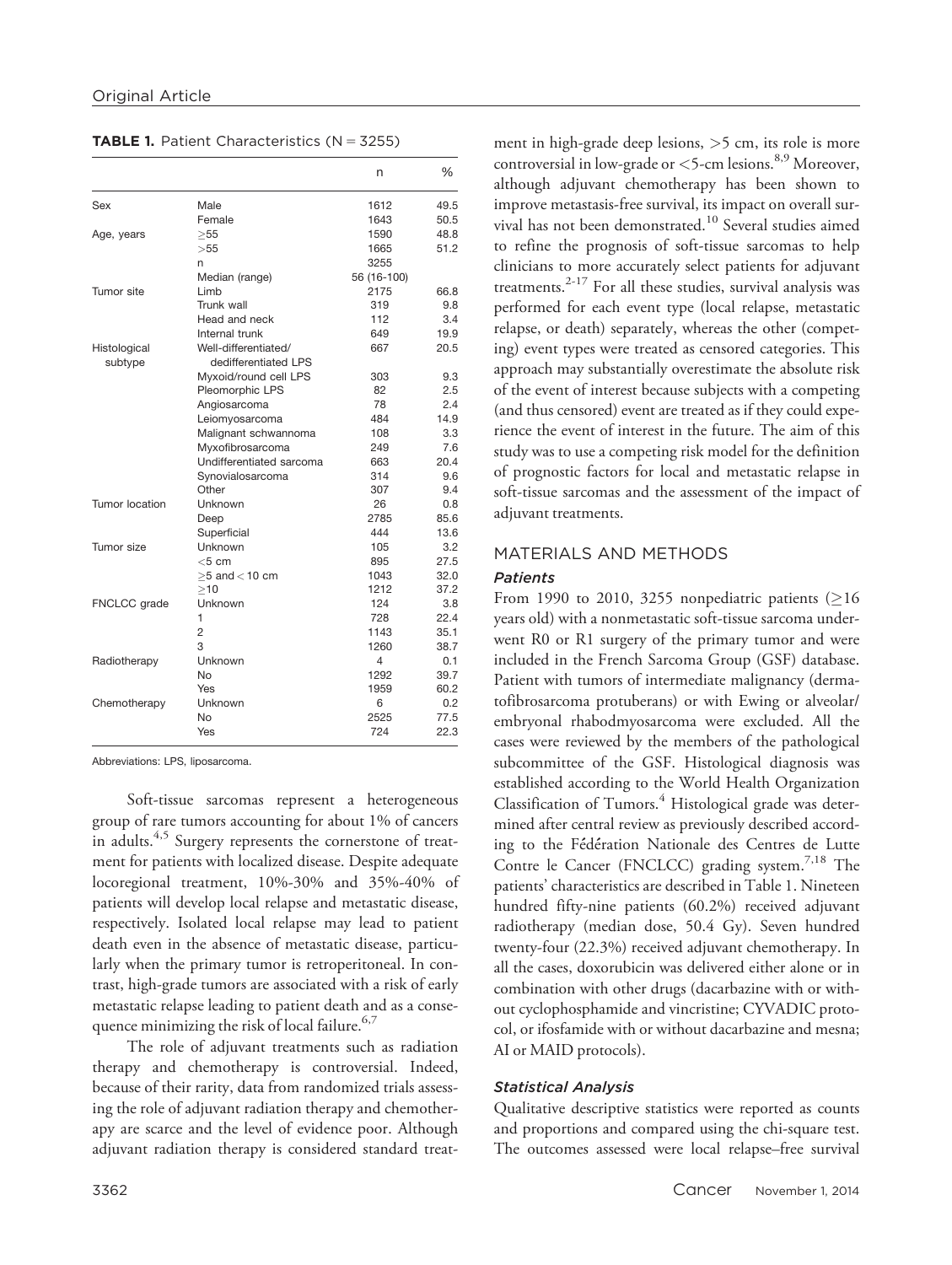Original Article

**TABLE 1.** Patient Characteristics (N = 3255)

| | | n | % |
|---|---|---|---|
| Sex | Male | 1612 | 49.5 |
| | Female | 1643 | 50.5 |
| Age, years | ≥55 | 1590 | 48.8 |
| | >55 | 1665 | 51.2 |
| | n | 3255 | |
| | Median (range) | 56 (16-100) | |
| Tumor site | Limb | 2175 | 66.8 |
| | Trunk wall | 319 | 9.8 |
| | Head and neck | 112 | 3.4 |
| | Internal trunk | 649 | 19.9 |
| Histological subtype | Well-differentiated/ dedifferentiated LPS | 667 | 20.5 |
| | Myxoid/round cell LPS | 303 | 9.3 |
| | Pleomorphic LPS | 82 | 2.5 |
| | Angiosarcoma | 78 | 2.4 |
| | Leiomyosarcoma | 484 | 14.9 |
| | Malignant schwannoma | 108 | 3.3 |
| | Myxofibrosarcoma | 249 | 7.6 |
| | Undifferentiated sarcoma | 663 | 20.4 |
| | Synovialosarcoma | 314 | 9.6 |
| | Other | 307 | 9.4 |
| Tumor location | Unknown | 26 | 0.8 |
| | Deep | 2785 | 85.6 |
| | Superficial | 444 | 13.6 |
| Tumor size | Unknown | 105 | 3.2 |
| | <5 cm | 895 | 27.5 |
| | ≥5 and < 10 cm | 1043 | 32.0 |
| | ≥10 | 1212 | 37.2 |
| FNCLCC grade | Unknown | 124 | 3.8 |
| | 1 | 728 | 22.4 |
| | 2 | 1143 | 35.1 |
| | 3 | 1260 | 38.7 |
| Radiotherapy | Unknown | 4 | 0.1 |
| | No | 1292 | 39.7 |
| | Yes | 1959 | 60.2 |
| Chemotherapy | Unknown | 6 | 0.2 |
| | No | 2525 | 77.5 |
| | Yes | 724 | 22.3 |

Abbreviations: LPS, liposarcoma.

Soft-tissue sarcomas represent a heterogeneous group of rare tumors accounting for about 1% of cancers in adults.[4,5] Surgery represents the cornerstone of treatment for patients with localized disease. Despite adequate locoregional treatment, 10%-30% and 35%-40% of patients will develop local relapse and metastatic disease, respectively. Isolated local relapse may lead to patient death even in the absence of metastatic disease, particularly when the primary tumor is retroperitoneal. In contrast, high-grade tumors are associated with a risk of early metastatic relapse leading to patient death and as a consequence minimizing the risk of local failure.[6,7]

The role of adjuvant treatments such as radiation therapy and chemotherapy is controversial. Indeed, because of their rarity, data from randomized trials assessing the role of adjuvant radiation therapy and chemotherapy are scarce and the level of evidence poor. Although adjuvant radiation therapy is considered standard treatment in high-grade deep lesions, >5 cm, its role is more controversial in low-grade or <5-cm lesions.[8,9] Moreover, although adjuvant chemotherapy has been shown to improve metastasis-free survival, its impact on overall survival has not been demonstrated.[10] Several studies aimed to refine the prognosis of soft-tissue sarcomas to help clinicians to more accurately select patients for adjuvant treatments.[2-17] For all these studies, survival analysis was performed for each event type (local relapse, metastatic relapse, or death) separately, whereas the other (competing) event types were treated as censored categories. This approach may substantially overestimate the absolute risk of the event of interest because subjects with a competing (and thus censored) event are treated as if they could experience the event of interest in the future. The aim of this study was to use a competing risk model for the definition of prognostic factors for local and metastatic relapse in soft-tissue sarcomas and the assessment of the impact of adjuvant treatments.

## MATERIALS AND METHODS

### *Patients*

From 1990 to 2010, 3255 nonpediatric patients (≥16 years old) with a nonmetastatic soft-tissue sarcoma underwent R0 or R1 surgery of the primary tumor and were included in the French Sarcoma Group (GSF) database. Patient with tumors of intermediate malignancy (dermatofibrosarcoma protuberans) or with Ewing or alveolar/embryonal rhabodmyosarcoma were excluded. All the cases were reviewed by the members of the pathological subcommittee of the GSF. Histological diagnosis was established according to the World Health Organization Classification of Tumors.[4] Histological grade was determined after central review as previously described according to the Fédération Nationale des Centres de Lutte Contre le Cancer (FNCLCC) grading system.[7,18] The patients' characteristics are described in Table 1. Nineteen hundred fifty-nine patients (60.2%) received adjuvant radiotherapy (median dose, 50.4 Gy). Seven hundred twenty-four (22.3%) received adjuvant chemotherapy. In all the cases, doxorubicin was delivered either alone or in combination with other drugs (dacarbazine with or without cyclophosphamide and vincristine; CYVADIC protocol, or ifosfamide with or without dacarbazine and mesna; AI or MAID protocols).

### *Statistical Analysis*

Qualitative descriptive statistics were reported as counts and proportions and compared using the chi-square test. The outcomes assessed were local relapse–free survival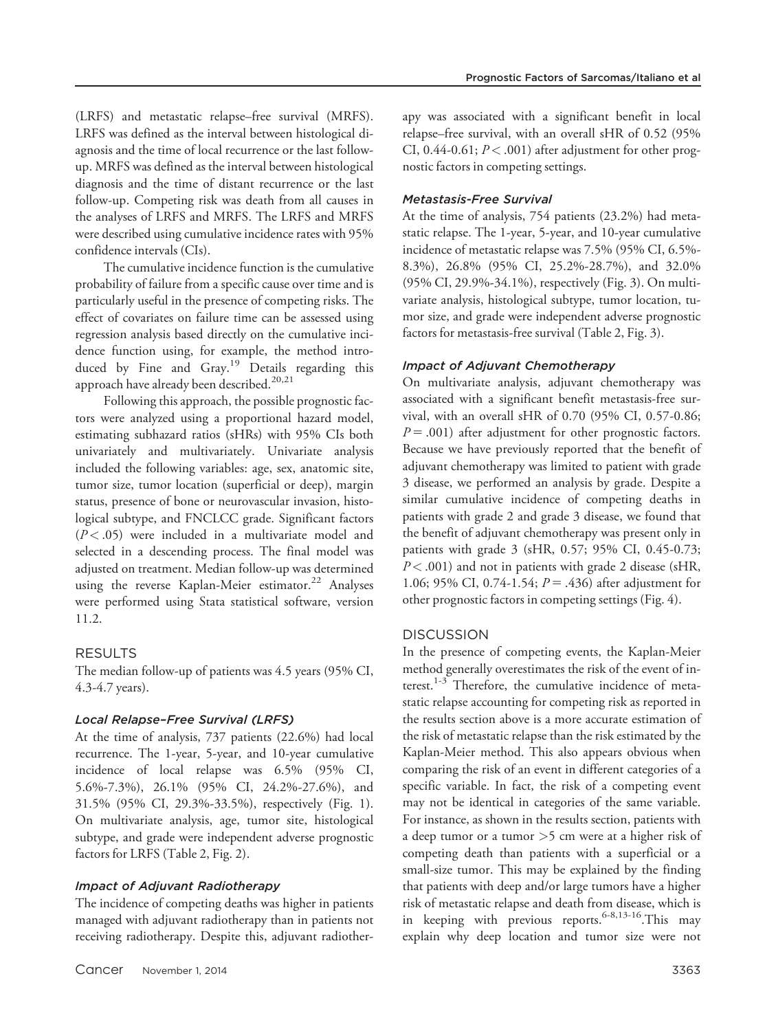(LRFS) and metastatic relapse–free survival (MRFS). LRFS was defined as the interval between histological diagnosis and the time of local recurrence or the last follow-up. MRFS was defined as the interval between histological diagnosis and the time of distant recurrence or the last follow-up. Competing risk was death from all causes in the analyses of LRFS and MRFS. The LRFS and MRFS were described using cumulative incidence rates with 95% confidence intervals (CIs).

The cumulative incidence function is the cumulative probability of failure from a specific cause over time and is particularly useful in the presence of competing risks. The effect of covariates on failure time can be assessed using regression analysis based directly on the cumulative incidence function using, for example, the method introduced by Fine and Gray.[19] Details regarding this approach have already been described.[20,21]

Following this approach, the possible prognostic factors were analyzed using a proportional hazard model, estimating subhazard ratios (sHRs) with 95% CIs both univariately and multivariately. Univariate analysis included the following variables: age, sex, anatomic site, tumor size, tumor location (superficial or deep), margin status, presence of bone or neurovascular invasion, histological subtype, and FNCLCC grade. Significant factors ($P < .05$) were included in a multivariate model and selected in a descending process. The final model was adjusted on treatment. Median follow-up was determined using the reverse Kaplan-Meier estimator.[22] Analyses were performed using Stata statistical software, version 11.2.

## RESULTS

The median follow-up of patients was 4.5 years (95% CI, 4.3-4.7 years).

### *Local Relapse–Free Survival (LRFS)*

At the time of analysis, 737 patients (22.6%) had local recurrence. The 1-year, 5-year, and 10-year cumulative incidence of local relapse was 6.5% (95% CI, 5.6%-7.3%), 26.1% (95% CI, 24.2%-27.6%), and 31.5% (95% CI, 29.3%-33.5%), respectively (Fig. 1). On multivariate analysis, age, tumor site, histological subtype, and grade were independent adverse prognostic factors for LRFS (Table 2, Fig. 2).

### *Impact of Adjuvant Radiotherapy*

The incidence of competing deaths was higher in patients managed with adjuvant radiotherapy than in patients not receiving radiotherapy. Despite this, adjuvant radiotherapy was associated with a significant benefit in local relapse–free survival, with an overall sHR of 0.52 (95% CI, 0.44-0.61; $P < .001$) after adjustment for other prognostic factors in competing settings.

### *Metastasis-Free Survival*

At the time of analysis, 754 patients (23.2%) had metastatic relapse. The 1-year, 5-year, and 10-year cumulative incidence of metastatic relapse was 7.5% (95% CI, 6.5%-8.3%), 26.8% (95% CI, 25.2%-28.7%), and 32.0% (95% CI, 29.9%-34.1%), respectively (Fig. 3). On multivariate analysis, histological subtype, tumor location, tumor size, and grade were independent adverse prognostic factors for metastasis-free survival (Table 2, Fig. 3).

### *Impact of Adjuvant Chemotherapy*

On multivariate analysis, adjuvant chemotherapy was associated with a significant benefit metastasis-free survival, with an overall sHR of 0.70 (95% CI, 0.57-0.86; $P = .001$) after adjustment for other prognostic factors. Because we have previously reported that the benefit of adjuvant chemotherapy was limited to patient with grade 3 disease, we performed an analysis by grade. Despite a similar cumulative incidence of competing deaths in patients with grade 2 and grade 3 disease, we found that the benefit of adjuvant chemotherapy was present only in patients with grade 3 (sHR, 0.57; 95% CI, 0.45-0.73; $P < .001$) and not in patients with grade 2 disease (sHR, 1.06; 95% CI, 0.74-1.54; $P = .436$) after adjustment for other prognostic factors in competing settings (Fig. 4).

## DISCUSSION

In the presence of competing events, the Kaplan-Meier method generally overestimates the risk of the event of interest.[1-3] Therefore, the cumulative incidence of metastatic relapse accounting for competing risk as reported in the results section above is a more accurate estimation of the risk of metastatic relapse than the risk estimated by the Kaplan-Meier method. This also appears obvious when comparing the risk of an event in different categories of a specific variable. In fact, the risk of a competing event may not be identical in categories of the same variable. For instance, as shown in the results section, patients with a deep tumor or a tumor >5 cm were at a higher risk of competing death than patients with a superficial or a small-size tumor. This may be explained by the finding that patients with deep and/or large tumors have a higher risk of metastatic relapse and death from disease, which is in keeping with previous reports.[6-8,13-16] This may explain why deep location and tumor size were not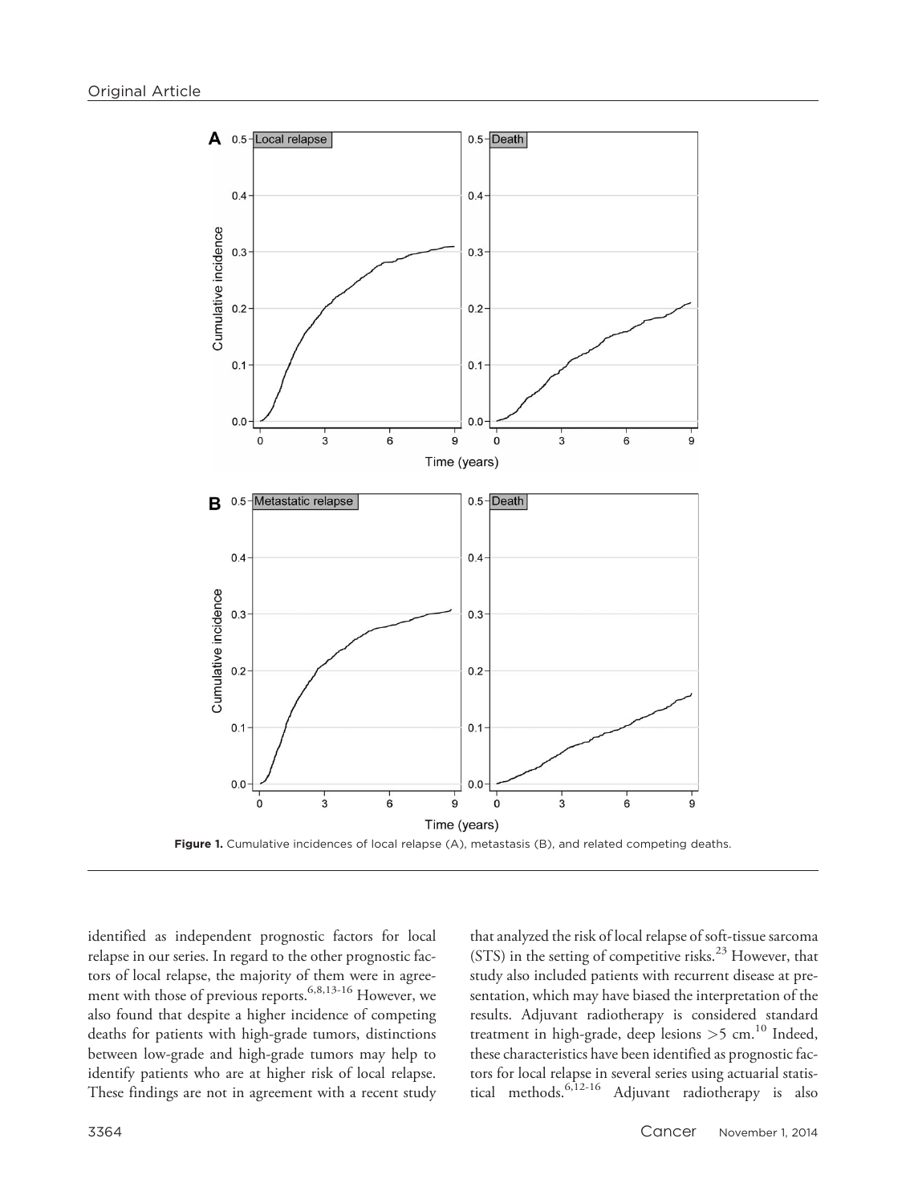A

Local relapse

Death

Cumulative incidence

0.5
0.4
0.3
0.2
0.1
0.0

0 3 6 9

Time (years)

B

Metastatic relapse

Death

Cumulative incidence

0.5
0.4
0.3
0.2
0.1
0.0

0 3 6 9

Time (years)

**Figure 1.** Cumulative incidences of local relapse (A), metastasis (B), and related competing deaths.

identified as independent prognostic factors for local relapse in our series. In regard to the other prognostic factors of local relapse, the majority of them were in agreement with those of previous reports.[6,8,13-16] However, we also found that despite a higher incidence of competing deaths for patients with high-grade tumors, distinctions between low-grade and high-grade tumors may help to identify patients who are at higher risk of local relapse. These findings are not in agreement with a recent study that analyzed the risk of local relapse of soft-tissue sarcoma (STS) in the setting of competitive risks.[23] However, that study also included patients with recurrent disease at presentation, which may have biased the interpretation of the results. Adjuvant radiotherapy is considered standard treatment in high-grade, deep lesions >5 cm.[10] Indeed, these characteristics have been identified as prognostic factors for local relapse in several series using actuarial statistical methods.[6,12-16] Adjuvant radiotherapy is also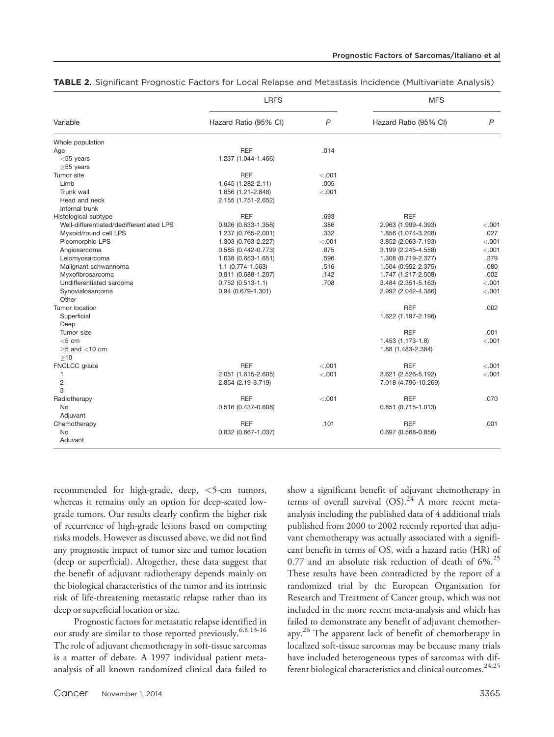**TABLE 2.** Significant Prognostic Factors for Local Relapse and Metastasis Incidence (Multivariate Analysis)

| | LRFS | | MFS | |
|---|---|---|---|---|
| Variable | Hazard Ratio (95% CI) | *P* | Hazard Ratio (95% CI) | *P* |
| Whole population | | | | |
| Age | REF | .014 | | |
| <55 years | 1.237 (1.044-1.466) | | | |
| ≥55 years | | | | |
| Tumor site | REF | <.001 | | |
| Limb | 1.645 (1.282-2.11) | .005 | | |
| Trunk wall | 1.856 (1.21-2.848) | <.001 | | |
| Head and neck | 2.155 (1.751-2.652) | | | |
| Internal trunk | | | | |
| Histological subtype | REF | .693 | REF | |
| Well-differentiated/dedifferentiated LPS | 0.926 (0.633-1.356) | .386 | 2.963 (1.999-4.393) | <.001 |
| Myxoid/round cell LPS | 1.237 (0.765-2.001) | .332 | 1.856 (1.074-3.208) | .027 |
| Pleomorphic LPS | 1.303 (0.763-2.227) | <.001 | 3.852 (2.063-7.193) | <.001 |
| Angiosarcoma | 0.585 (0.442-0.773) | .875 | 3.199 (2.245-4.558) | <.001 |
| Leiomyosarcoma | 1.038 (0.653-1.651) | .596 | 1.308 (0.719-2.377) | .379 |
| Malignant schwannoma | 1.1 (0.774-1.563) | .516 | 1.504 (0.952-2.375) | .080 |
| Myxofibrosarcoma | 0.911 (0.688-1.207) | .142 | 1.747 (1.217-2.508) | .002 |
| Undifferentiated sarcoma | 0.752 (0.513-1.1) | .708 | 3.484 (2.351-5.163) | <.001 |
| Synovialosarcoma | 0.94 (0.679-1.301) | | 2.992 (2.042-4.386] | <.001 |
| Other | | | | |
| Tumor location | | | REF | .002 |
| Superficial | | | 1.622 (1.197-2.196) | |
| Deep | | | | |
| Tumor size | | | REF | .001 |
| <5 cm | | | 1.453 (1.173-1.8) | <.001 |
| ≥5 and <10 cm | | | 1.88 (1.483-2.384) | |
| ≥10 | | | | |
| FNCLCC grade | REF | <.001 | REF | <.001 |
| 1 | 2.051 (1.615-2.605) | <.001 | 3.621 (2.526-5.192) | <.001 |
| 2 | 2.854 (2.19-3.719) | | 7.018 (4.796-10.269) | |
| 3 | | | | |
| Radiotherapy | REF | <.001 | REF | .070 |
| No | 0.516 (0.437-0.608) | | 0.851 (0.715-1.013) | |
| Adjuvant | | | | |
| Chemotherapy | REF | .101 | REF | .001 |
| No | 0.832 (0.667-1.037) | | 0.697 (0.568-0.856) | |
| Aduvant | | | | |

recommended for high-grade, deep, <5-cm tumors, whereas it remains only an option for deep-seated low-grade tumors. Our results clearly confirm the higher risk of recurrence of high-grade lesions based on competing risks models. However as discussed above, we did not find any prognostic impact of tumor size and tumor location (deep or superficial). Altogether, these data suggest that the benefit of adjuvant radiotherapy depends mainly on the biological characteristics of the tumor and its intrinsic risk of life-threatening metastatic relapse rather than its deep or superficial location or size.

Prognostic factors for metastatic relapse identified in our study are similar to those reported previously.[6,8,13-16] The role of adjuvant chemotherapy in soft-tissue sarcomas is a matter of debate. A 1997 individual patient meta-analysis of all known randomized clinical data failed to show a significant benefit of adjuvant chemotherapy in terms of overall survival (OS).[24] A more recent meta-analysis including the published data of 4 additional trials published from 2000 to 2002 recently reported that adjuvant chemotherapy was actually associated with a significant benefit in terms of OS, with a hazard ratio (HR) of 0.77 and an absolute risk reduction of death of 6%.[25] These results have been contradicted by the report of a randomized trial by the European Organisation for Research and Treatment of Cancer group, which was not included in the more recent meta-analysis and which has failed to demonstrate any benefit of adjuvant chemotherapy.[26] The apparent lack of benefit of chemotherapy in localized soft-tissue sarcomas may be because many trials have included heterogeneous types of sarcomas with different biological characteristics and clinical outcomes.[24,25]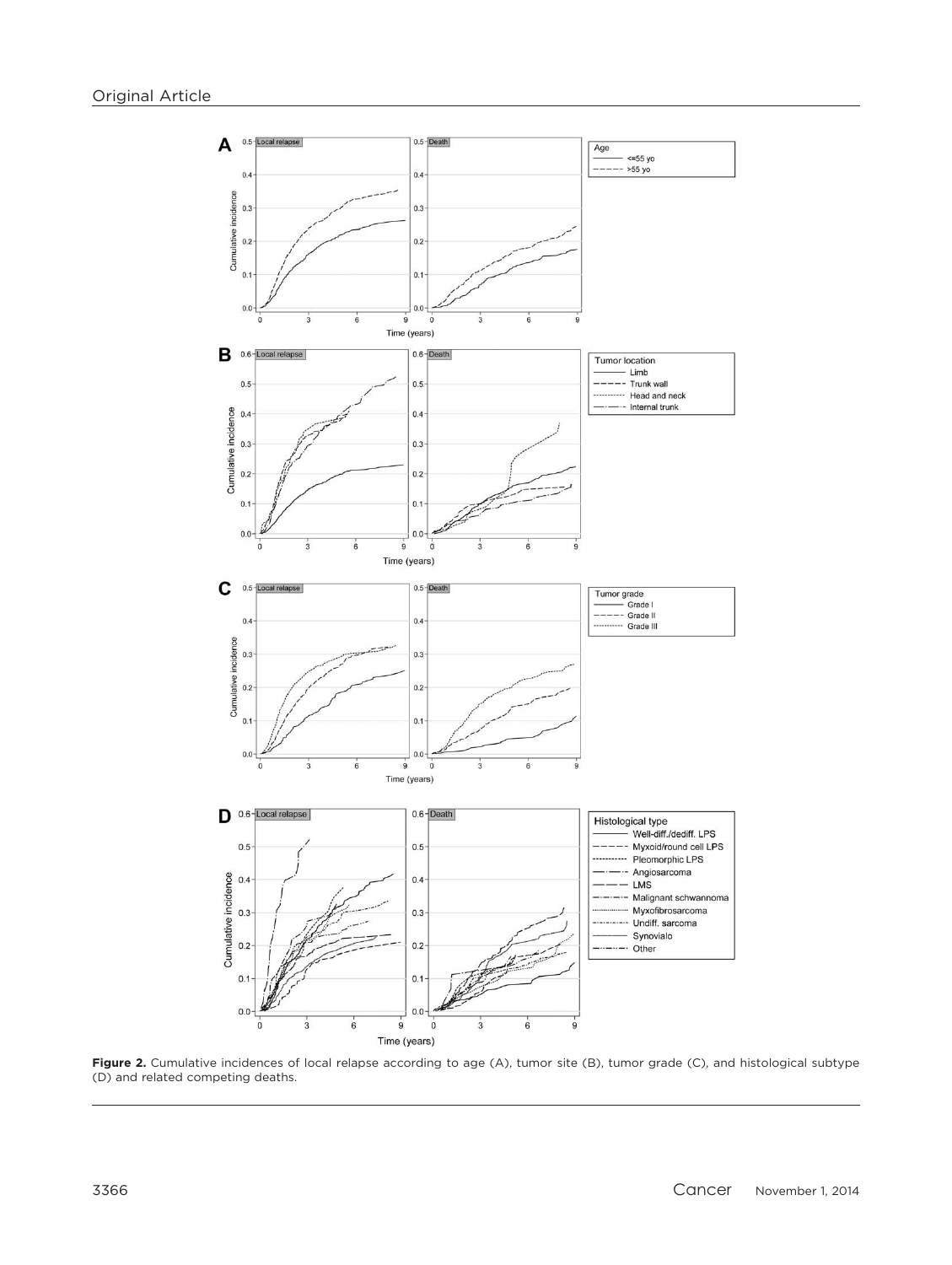A

Local relapse

Death

Cumulative incidence

0.5
0.4
0.3
0.2
0.1
0.0

0 3 6 9

Time (years)

Age
<=55 yo
>55 yo

B

Local relapse

Death

Cumulative incidence

0.6
0.5
0.4
0.3
0.2
0.1
0.0

0 3 6 9

Time (years)

Tumor location
Limb
Trunk wall
Head and neck
Internal trunk

C

Local relapse

Death

Cumulative incidence

0.5
0.4
0.3
0.2
0.1
0.0

0 3 6 9

Time (years)

Tumor grade
Grade I
Grade II
Grade III

D

Local relapse

Death

Cumulative incidence

0.6
0.5
0.4
0.3
0.2
0.1
0.0

0 3 6 9

Time (years)

Histological type
Well-diff./dediff. LPS
Myxoid/round cell LPS
Pleomorphic LPS
Angiosarcoma
LMS
Malignant schwannoma
Myxofibrosarcoma
Undiff. sarcoma
Synovialo
Other

**Figure 2.** Cumulative incidences of local relapse according to age (A), tumor site (B), tumor grade (C), and histological subtype (D) and related competing deaths.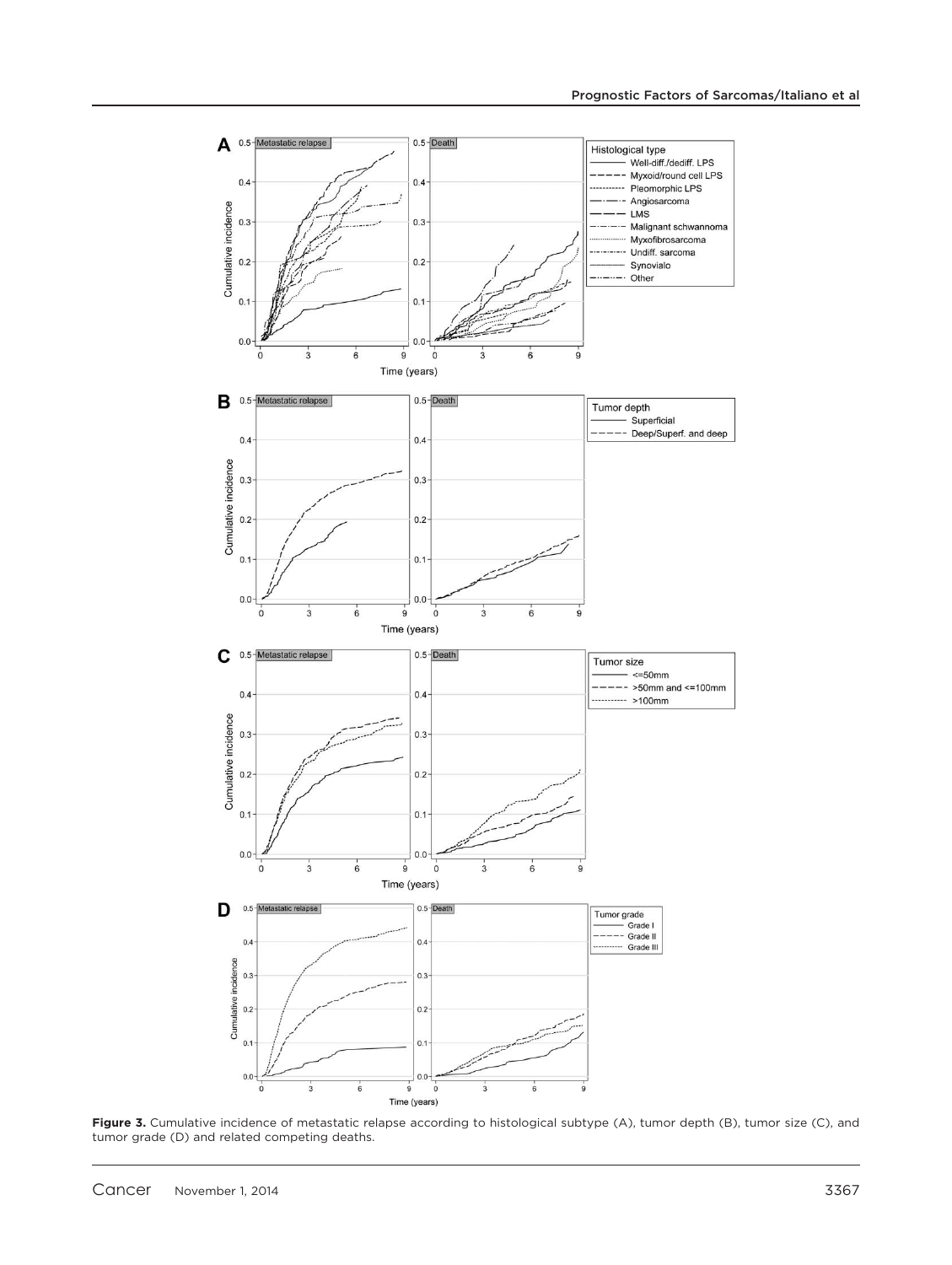A

Metastatic relapse

Death

Cumulative incidence

0.5
0.4
0.3
0.2
0.1
0.0

0 3 6 9

Time (years)

Histological type
Well-diff./dediff. LPS
Myxoid/round cell LPS
Pleomorphic LPS
Angiosarcoma
LMS
Malignant schwannoma
Myxofibrosarcoma
Undiff. sarcoma
Synovialo
Other

B

Metastatic relapse

Death

Cumulative incidence

0.5
0.4
0.3
0.2
0.1
0.0

0 3 6 9

Time (years)

Tumor depth
Superficial
Deep/Superf. and deep

C

Metastatic relapse

Death

Cumulative incidence

0.5
0.4
0.3
0.2
0.1
0.0

0 3 6 9

Time (years)

Tumor size
<=50mm
>50mm and <=100mm
>100mm

D

Metastatic relapse

Death

Cumulative incidence

0.5
0.4
0.3
0.2
0.1
0.0

0 3 6 9

Time (years)

Tumor grade
Grade I
Grade II
Grade III

**Figure 3.** Cumulative incidence of metastatic relapse according to histological subtype (A), tumor depth (B), tumor size (C), and tumor grade (D) and related competing deaths.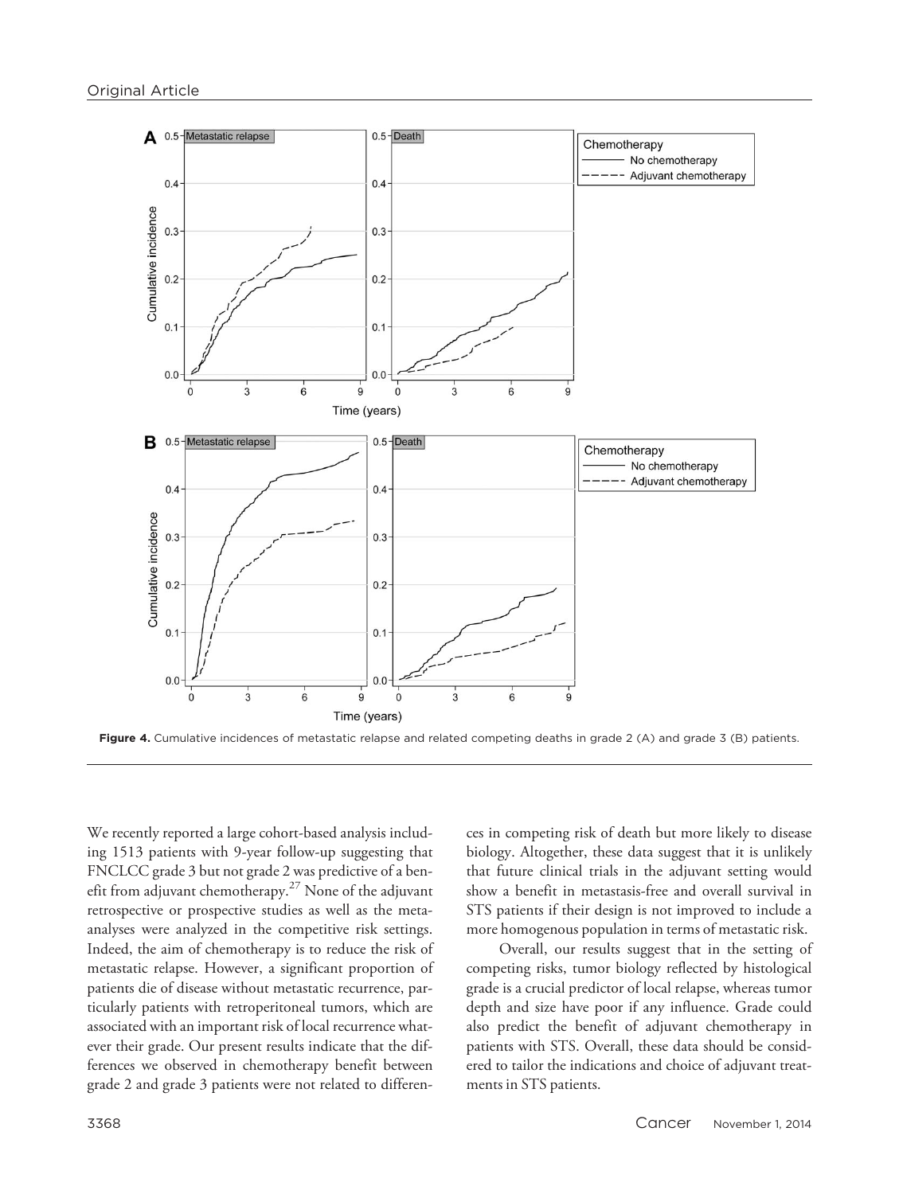A

Metastatic relapse

Death

Chemotherapy

No chemotherapy

Adjuvant chemotherapy

Cumulative incidence

0.5

0.4

0.3

0.2

0.1

0.0

0 3 6 9

Time (years)

B

Metastatic relapse

Death

Chemotherapy

No chemotherapy

Adjuvant chemotherapy

Cumulative incidence

0.5

0.4

0.3

0.2

0.1

0.0

0 3 6 9

Time (years)

**Figure 4.** Cumulative incidences of metastatic relapse and related competing deaths in grade 2 (A) and grade 3 (B) patients.

We recently reported a large cohort-based analysis including 1513 patients with 9-year follow-up suggesting that FNCLCC grade 3 but not grade 2 was predictive of a benefit from adjuvant chemotherapy.[27] None of the adjuvant retrospective or prospective studies as well as the meta-analyses were analyzed in the competitive risk settings. Indeed, the aim of chemotherapy is to reduce the risk of metastatic relapse. However, a significant proportion of patients die of disease without metastatic recurrence, particularly patients with retroperitoneal tumors, which are associated with an important risk of local recurrence whatever their grade. Our present results indicate that the differences we observed in chemotherapy benefit between grade 2 and grade 3 patients were not related to differences in competing risk of death but more likely to disease biology. Altogether, these data suggest that it is unlikely that future clinical trials in the adjuvant setting would show a benefit in metastasis-free and overall survival in STS patients if their design is not improved to include a more homogenous population in terms of metastatic risk.

Overall, our results suggest that in the setting of competing risks, tumor biology reflected by histological grade is a crucial predictor of local relapse, whereas tumor depth and size have poor if any influence. Grade could also predict the benefit of adjuvant chemotherapy in patients with STS. Overall, these data should be considered to tailor the indications and choice of adjuvant treatments in STS patients.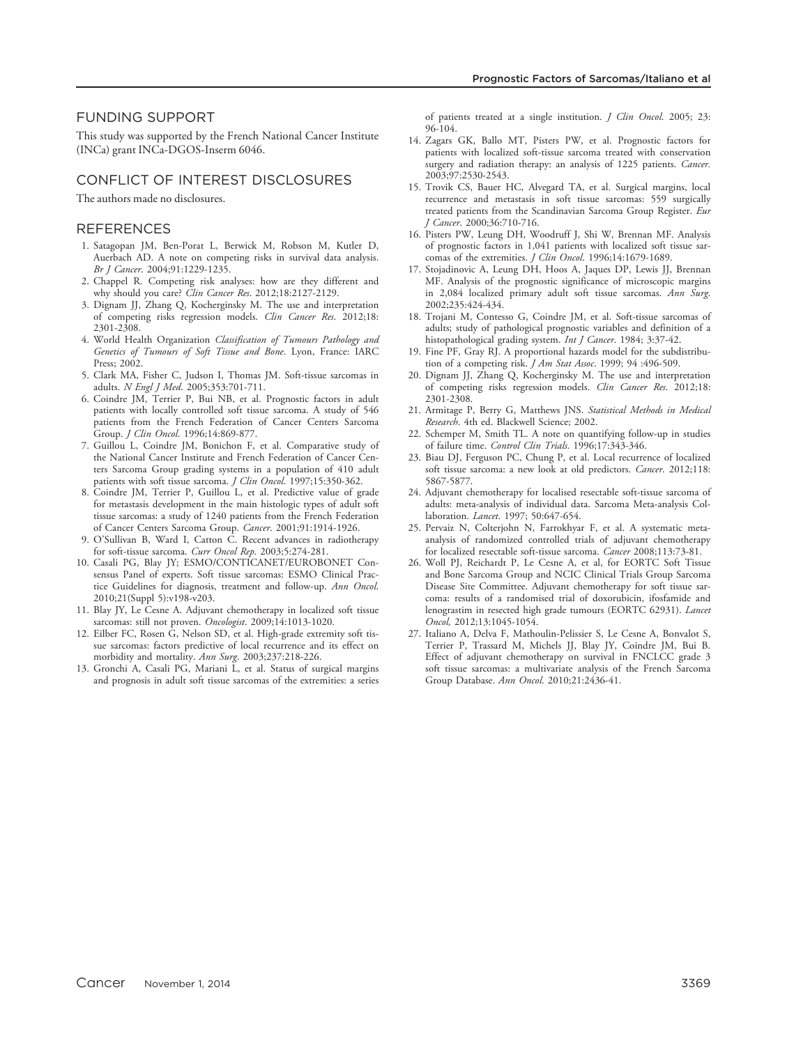## FUNDING SUPPORT

This study was supported by the French National Cancer Institute (INCa) grant INCa-DGOS-Inserm 6046.

## CONFLICT OF INTEREST DISCLOSURES

The authors made no disclosures.

## REFERENCES

1. Satagopan JM, Ben-Porat L, Berwick M, Robson M, Kutler D, Auerbach AD. A note on competing risks in survival data analysis. *Br J Cancer*. 2004;91:1229-1235.
2. Chappel R. Competing risk analyses: how are they different and why should you care? *Clin Cancer Res*. 2012;18:2127-2129.
3. Dignam JJ, Zhang Q, Kocherginsky M. The use and interpretation of competing risks regression models. *Clin Cancer Res*. 2012;18: 2301-2308.
4. World Health Organization *Classification of Tumours Pathology and Genetics of Tumours of Soft Tissue and Bone*. Lyon, France: IARC Press; 2002.
5. Clark MA, Fisher C, Judson I, Thomas JM. Soft-tissue sarcomas in adults. *N Engl J Med*. 2005;353:701-711.
6. Coindre JM, Terrier P, Bui NB, et al. Prognostic factors in adult patients with locally controlled soft tissue sarcoma. A study of 546 patients from the French Federation of Cancer Centers Sarcoma Group. *J Clin Oncol*. 1996;14:869-877.
7. Guillou L, Coindre JM, Bonichon F, et al. Comparative study of the National Cancer Institute and French Federation of Cancer Centers Sarcoma Group grading systems in a population of 410 adult patients with soft tissue sarcoma. *J Clin Oncol*. 1997;15:350-362.
8. Coindre JM, Terrier P, Guillou L, et al. Predictive value of grade for metastasis development in the main histologic types of adult soft tissue sarcomas: a study of 1240 patients from the French Federation of Cancer Centers Sarcoma Group. *Cancer*. 2001;91:1914-1926.
9. O'Sullivan B, Ward I, Catton C. Recent advances in radiotherapy for soft-tissue sarcoma. *Curr Oncol Rep*. 2003;5:274-281.
10. Casali PG, Blay JY; ESMO/CONTICANET/EUROBONET Consensus Panel of experts. Soft tissue sarcomas: ESMO Clinical Practice Guidelines for diagnosis, treatment and follow-up. *Ann Oncol*. 2010;21(Suppl 5):v198-v203.
11. Blay JY, Le Cesne A. Adjuvant chemotherapy in localized soft tissue sarcomas: still not proven. *Oncologist*. 2009;14:1013-1020.
12. Eilber FC, Rosen G, Nelson SD, et al. High-grade extremity soft tissue sarcomas: factors predictive of local recurrence and its effect on morbidity and mortality. *Ann Surg*. 2003;237:218-226.
13. Gronchi A, Casali PG, Mariani L, et al. Status of surgical margins and prognosis in adult soft tissue sarcomas of the extremities: a series of patients treated at a single institution. *J Clin Oncol*. 2005; 23: 96-104.
14. Zagars GK, Ballo MT, Pisters PW, et al. Prognostic factors for patients with localized soft-tissue sarcoma treated with conservation surgery and radiation therapy: an analysis of 1225 patients. *Cancer.* 2003;97:2530-2543.
15. Trovik CS, Bauer HC, Alvegard TA, et al. Surgical margins, local recurrence and metastasis in soft tissue sarcomas: 559 surgically treated patients from the Scandinavian Sarcoma Group Register. *Eur J Cancer*. 2000;36:710-716.
16. Pisters PW, Leung DH, Woodruff J, Shi W, Brennan MF. Analysis of prognostic factors in 1,041 patients with localized soft tissue sarcomas of the extremities. *J Clin Oncol*. 1996;14:1679-1689.
17. Stojadinovic A, Leung DH, Hoos A, Jaques DP, Lewis JJ, Brennan MF. Analysis of the prognostic significance of microscopic margins in 2,084 localized primary adult soft tissue sarcomas. *Ann Surg*. 2002;235:424-434.
18. Trojani M, Contesso G, Coindre JM, et al. Soft-tissue sarcomas of adults; study of pathological prognostic variables and definition of a histopathological grading system. *Int J Cancer*. 1984; 3:37-42.
19. Fine PF, Gray RJ. A proportional hazards model for the subdistribution of a competing risk. *J Am Stat Assoc*. 1999; 94 :496-509.
20. Dignam JJ, Zhang Q, Kocherginsky M. The use and interpretation of competing risks regression models. *Clin Cancer Res*. 2012;18: 2301-2308.
21. Armitage P, Berry G, Matthews JNS. *Statistical Methods in Medical Research*. 4th ed. Blackwell Science; 2002.
22. Schemper M, Smith TL. A note on quantifying follow-up in studies of failure time. *Control Clin Trials*. 1996;17:343-346.
23. Biau DJ, Ferguson PC, Chung P, et al. Local recurrence of localized soft tissue sarcoma: a new look at old predictors. *Cancer*. 2012;118: 5867-5877.
24. Adjuvant chemotherapy for localised resectable soft-tissue sarcoma of adults: meta-analysis of individual data. Sarcoma Meta-analysis Collaboration. *Lancet*. 1997; 50:647-654.
25. Pervaiz N, Colterjohn N, Farrokhyar F, et al. A systematic meta-analysis of randomized controlled trials of adjuvant chemotherapy for localized resectable soft-tissue sarcoma. *Cancer* 2008;113:73-81.
26. Woll PJ, Reichardt P, Le Cesne A, et al, for EORTC Soft Tissue and Bone Sarcoma Group and NCIC Clinical Trials Group Sarcoma Disease Site Committee. Adjuvant chemotherapy for soft tissue sarcoma: results of a randomised trial of doxorubicin, ifosfamide and lenograstim in resected high grade tumours (EORTC 62931). *Lancet Oncol*, 2012;13:1045-1054.
27. Italiano A, Delva F, Mathoulin-Pelissier S, Le Cesne A, Bonvalot S, Terrier P, Trassard M, Michels JJ, Blay JY, Coindre JM, Bui B. Effect of adjuvant chemotherapy on survival in FNCLCC grade 3 soft tissue sarcomas: a multivariate analysis of the French Sarcoma Group Database. *Ann Oncol*. 2010;21:2436-41.